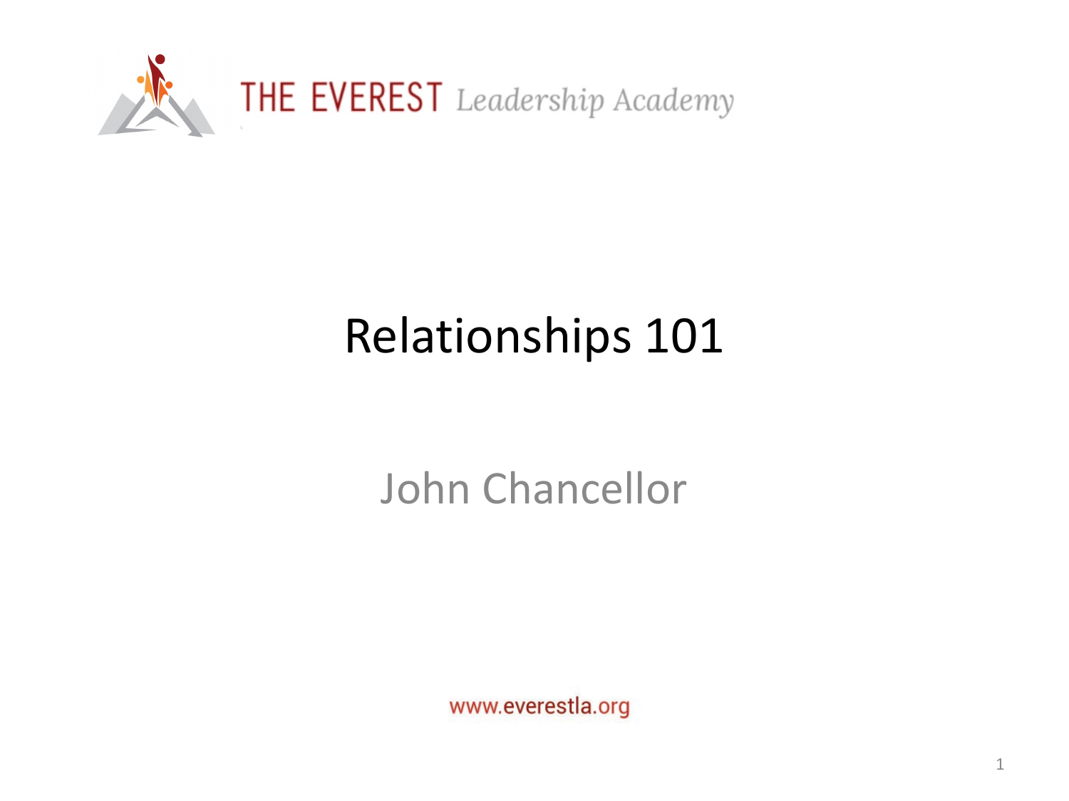THE EVEREST *Leadership Academy*

# Relationships 101

John Chancellor

www.everestla.org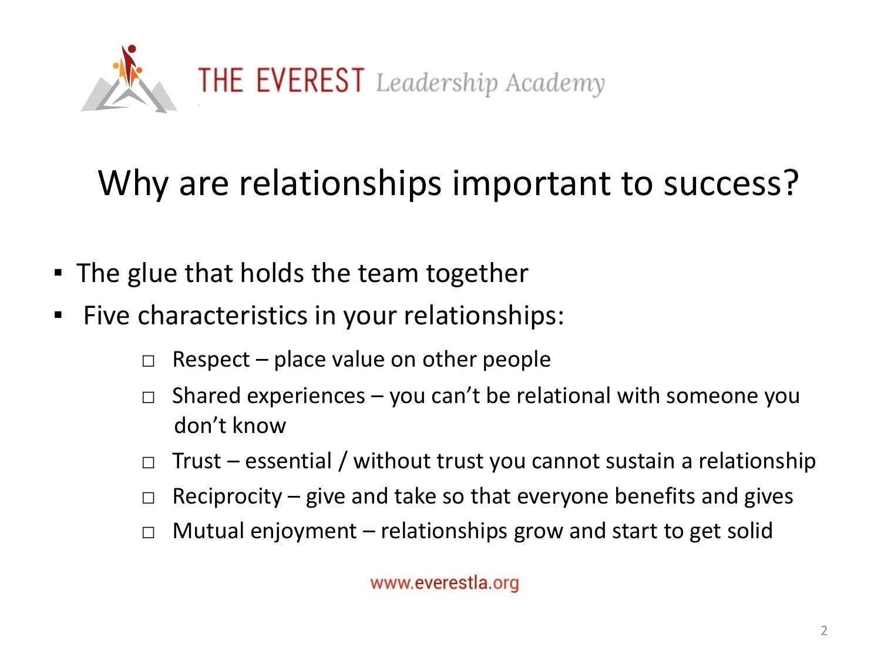THE EVEREST *Leadership Academy*

# Why are relationships important to success?

- The glue that holds the team together
- Five characteristics in your relationships:
  - Respect – place value on other people
  - Shared experiences – you can't be relational with someone you don't know
  - Trust – essential / without trust you cannot sustain a relationship
  - Reciprocity – give and take so that everyone benefits and gives
  - Mutual enjoyment – relationships grow and start to get solid

www.everestla.org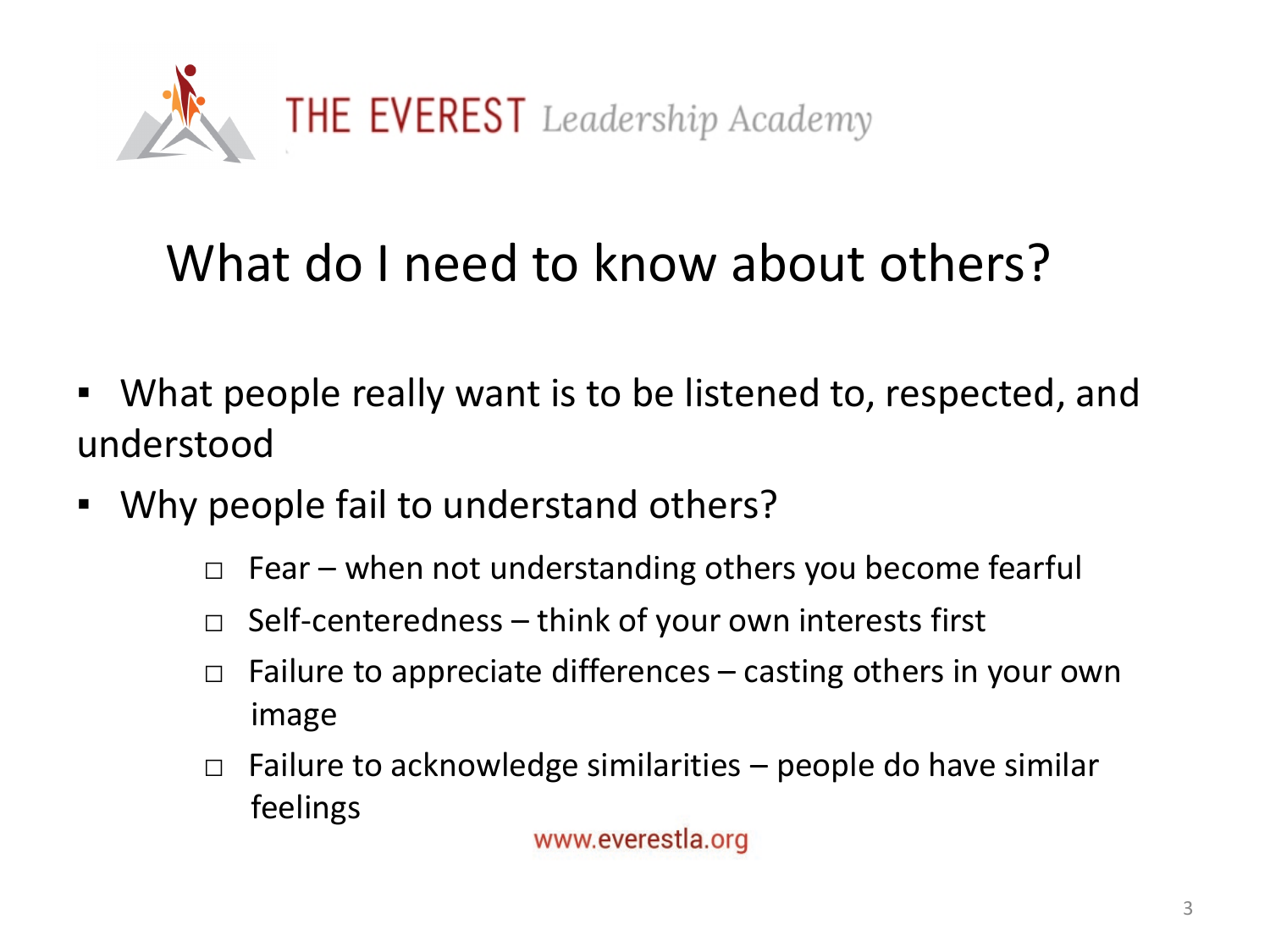# What do I need to know about others?

- What people really want is to be listened to, respected, and understood
- Why people fail to understand others?
  - Fear – when not understanding others you become fearful
  - Self-centeredness – think of your own interests first
  - Failure to appreciate differences – casting others in your own image
  - Failure to acknowledge similarities – people do have similar feelings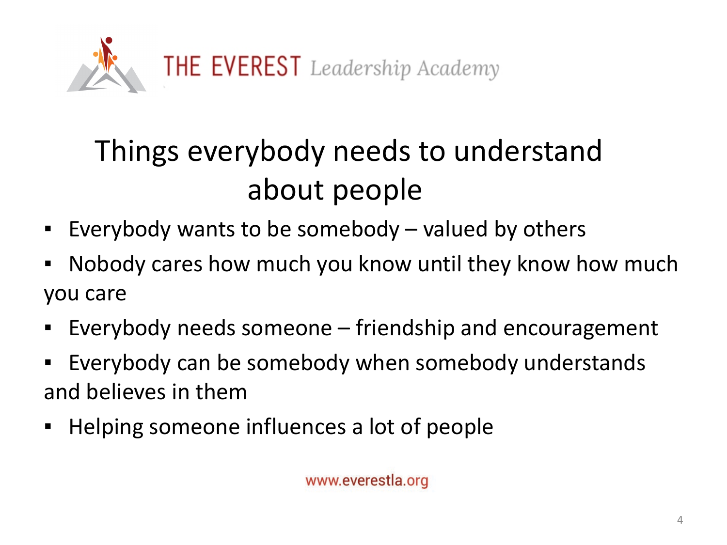THE EVEREST *Leadership Academy*

# Things everybody needs to understand about people

- Everybody wants to be somebody – valued by others
- Nobody cares how much you know until they know how much you care
- Everybody needs someone – friendship and encouragement
- Everybody can be somebody when somebody understands and believes in them
- Helping someone influences a lot of people

www.everestla.org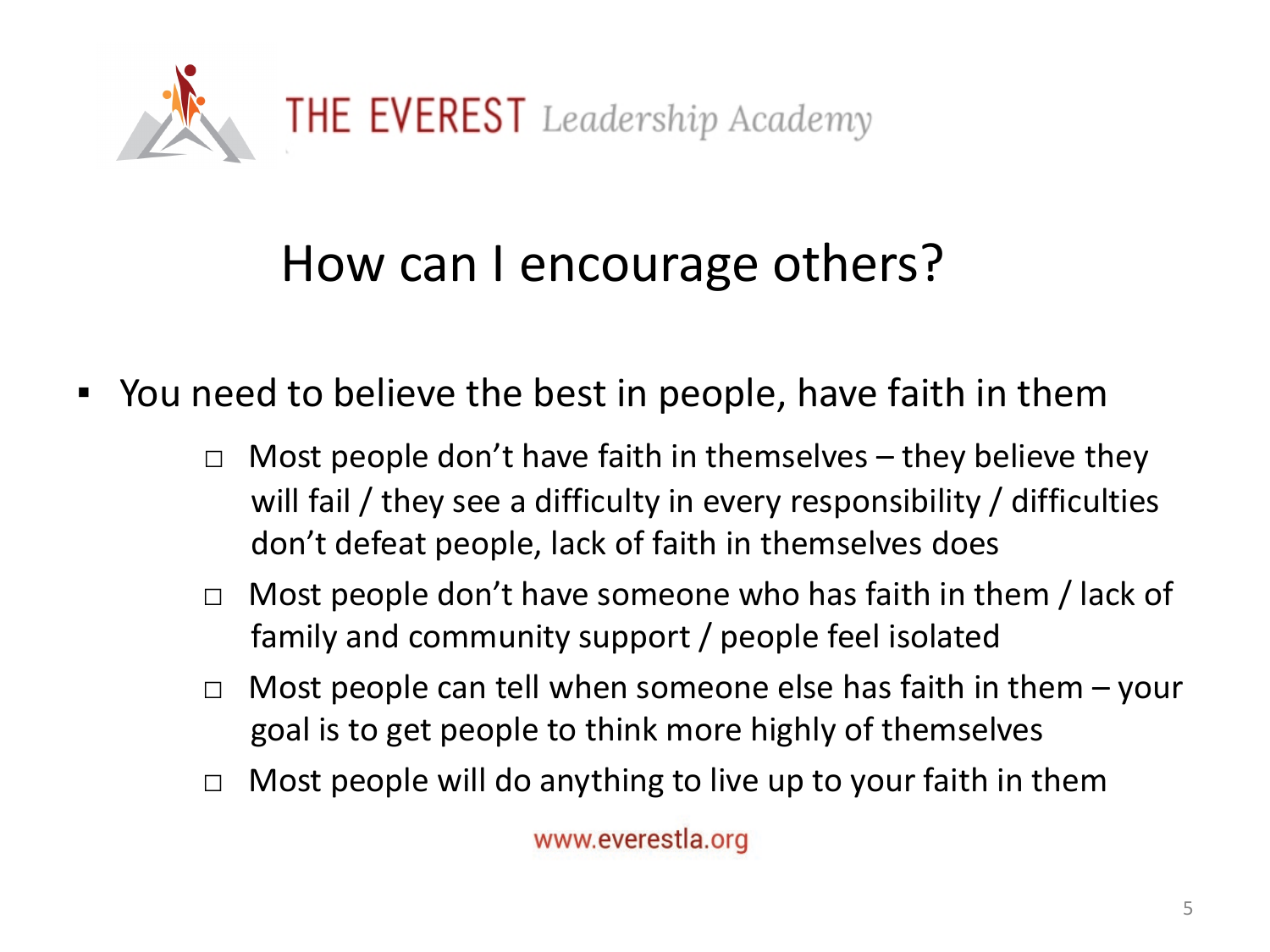THE EVEREST *Leadership Academy*

# How can I encourage others?

- You need to believe the best in people, have faith in them
  - Most people don't have faith in themselves – they believe they will fail / they see a difficulty in every responsibility / difficulties don't defeat people, lack of faith in themselves does
  - Most people don't have someone who has faith in them / lack of family and community support / people feel isolated
  - Most people can tell when someone else has faith in them – your goal is to get people to think more highly of themselves
  - Most people will do anything to live up to your faith in them

www.everestla.org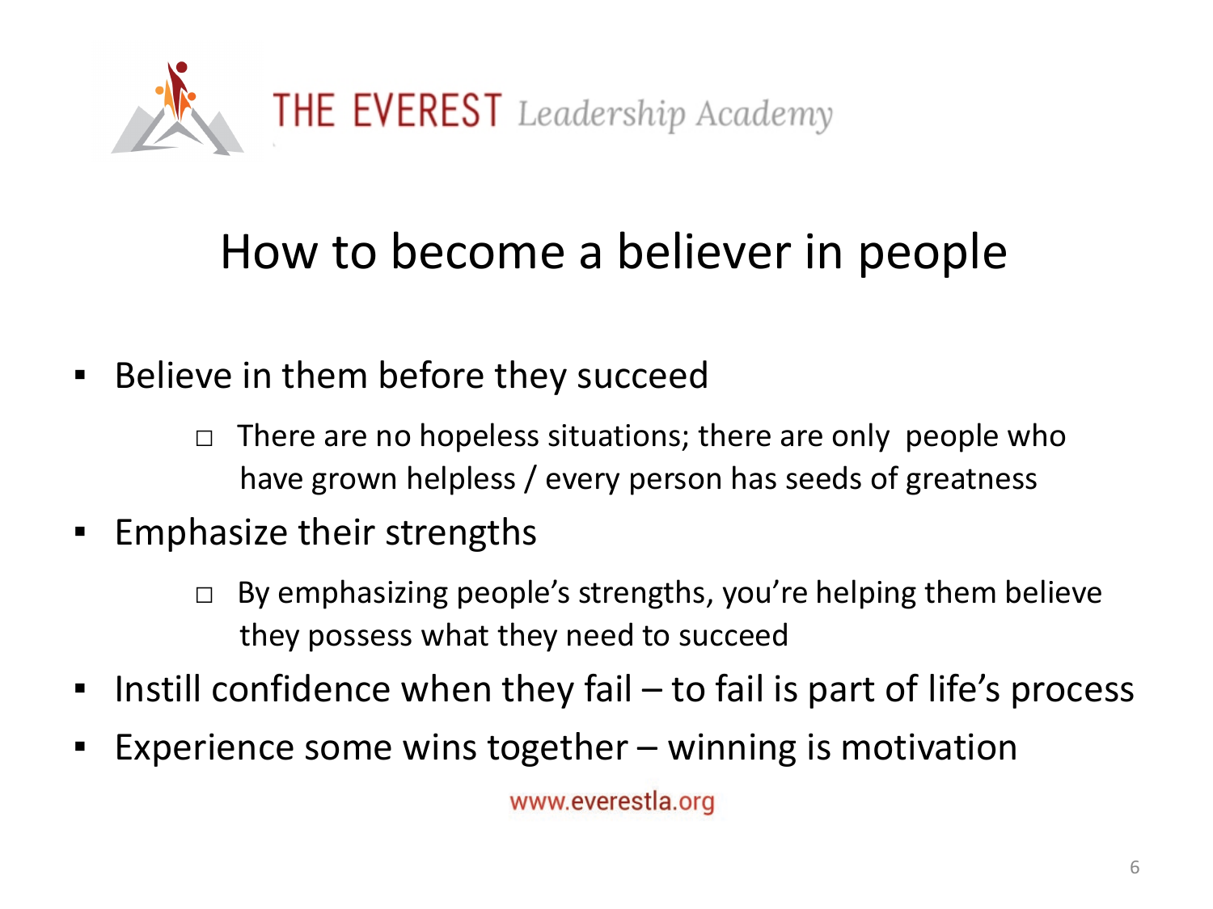THE EVEREST *Leadership Academy*

# How to become a believer in people

- Believe in them before they succeed
  - There are no hopeless situations; there are only people who have grown helpless / every person has seeds of greatness
- Emphasize their strengths
  - By emphasizing people's strengths, you're helping them believe they possess what they need to succeed
- Instill confidence when they fail – to fail is part of life's process
- Experience some wins together – winning is motivation

www.everestla.org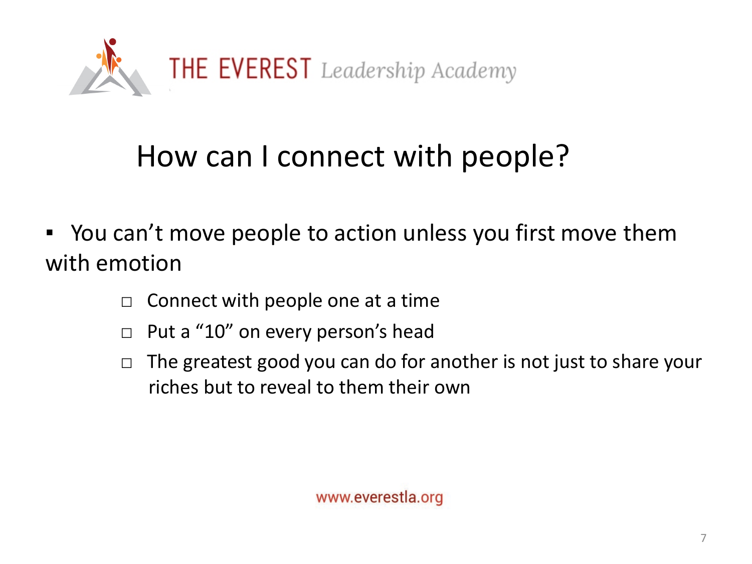## How can I connect with people?

- You can't move people to action unless you first move them with emotion
  - Connect with people one at a time
  - Put a "10" on every person's head
  - The greatest good you can do for another is not just to share your riches but to reveal to them their own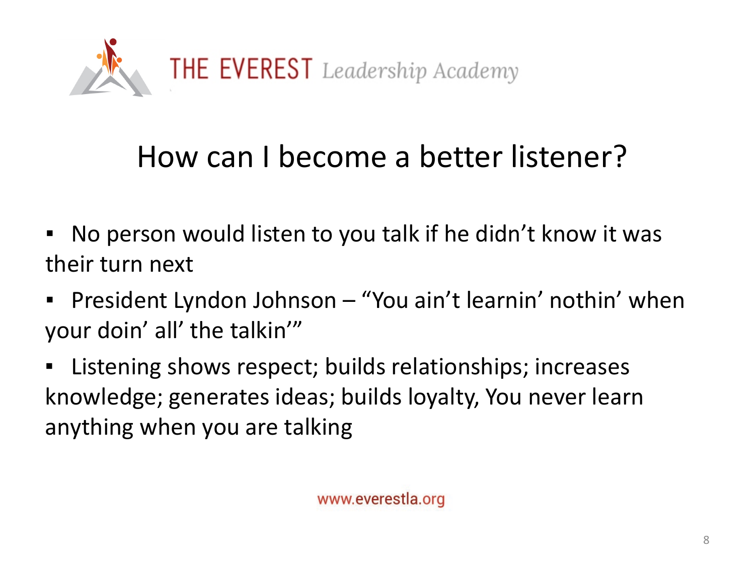# How can I become a better listener?

- No person would listen to you talk if he didn't know it was their turn next
- President Lyndon Johnson – "You ain't learnin' nothin' when your doin' all' the talkin'"
- Listening shows respect; builds relationships; increases knowledge; generates ideas; builds loyalty, You never learn anything when you are talking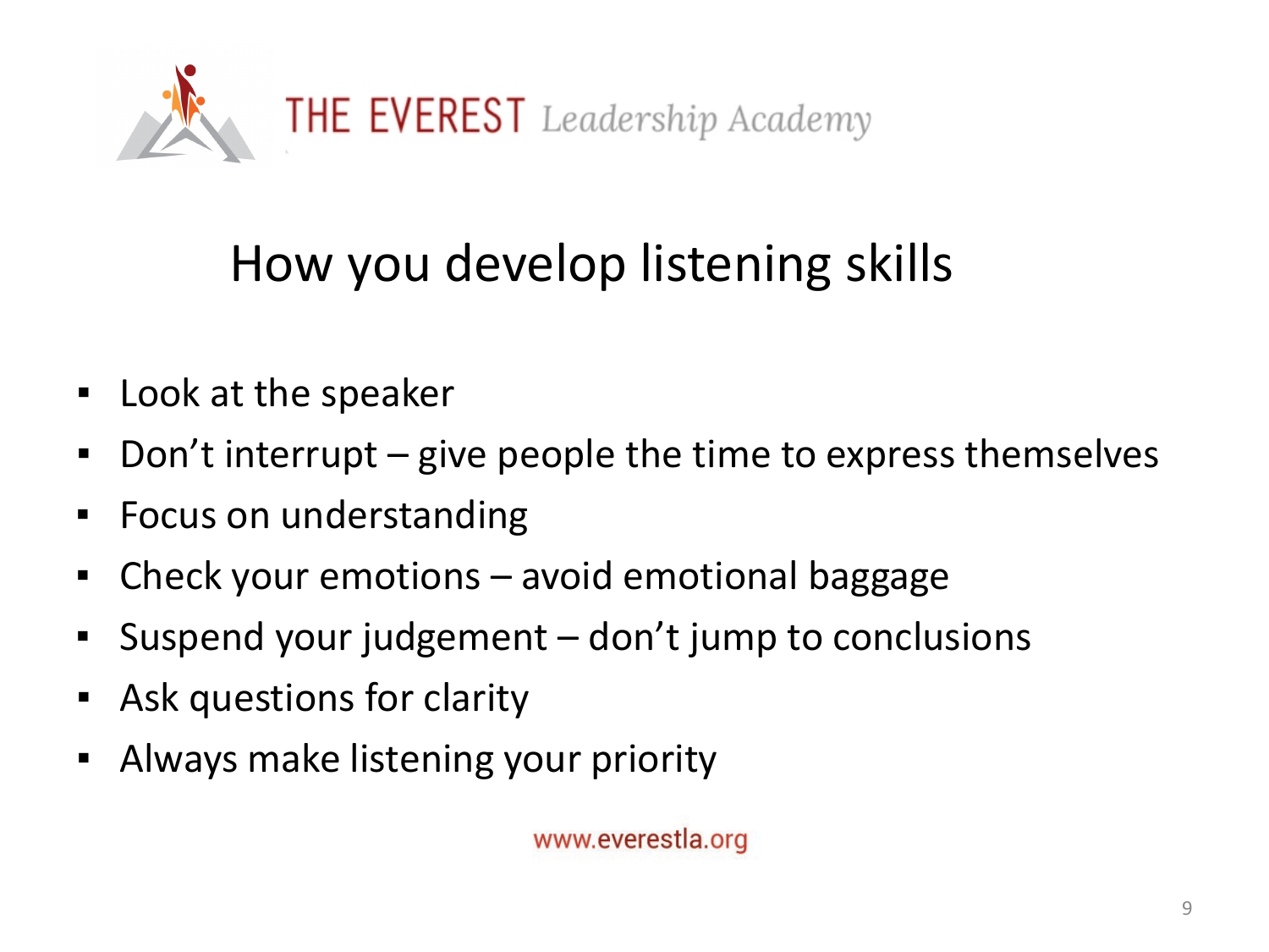## How you develop listening skills

- Look at the speaker
- Don’t interrupt – give people the time to express themselves
- Focus on understanding
- Check your emotions – avoid emotional baggage
- Suspend your judgement – don’t jump to conclusions
- Ask questions for clarity
- Always make listening your priority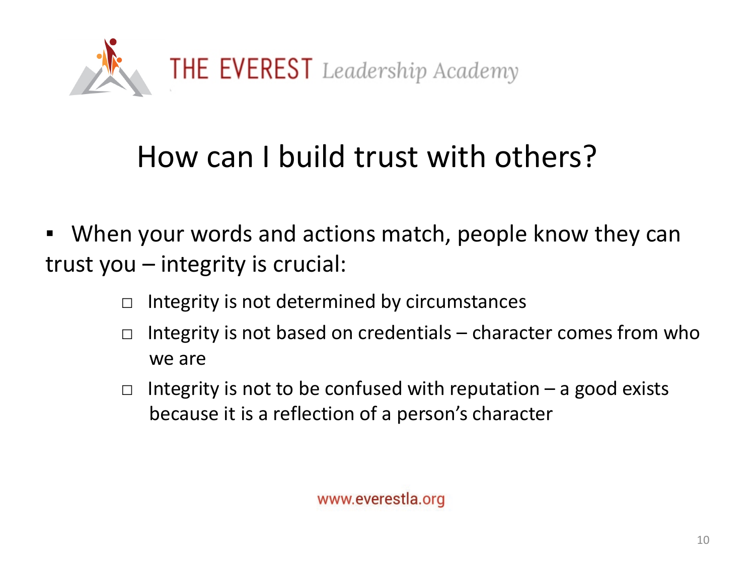THE EVEREST *Leadership Academy*

# How can I build trust with others?

- When your words and actions match, people know they can trust you – integrity is crucial:
  - Integrity is not determined by circumstances
  - Integrity is not based on credentials – character comes from who we are
  - Integrity is not to be confused with reputation – a good exists because it is a reflection of a person's character

www.everestla.org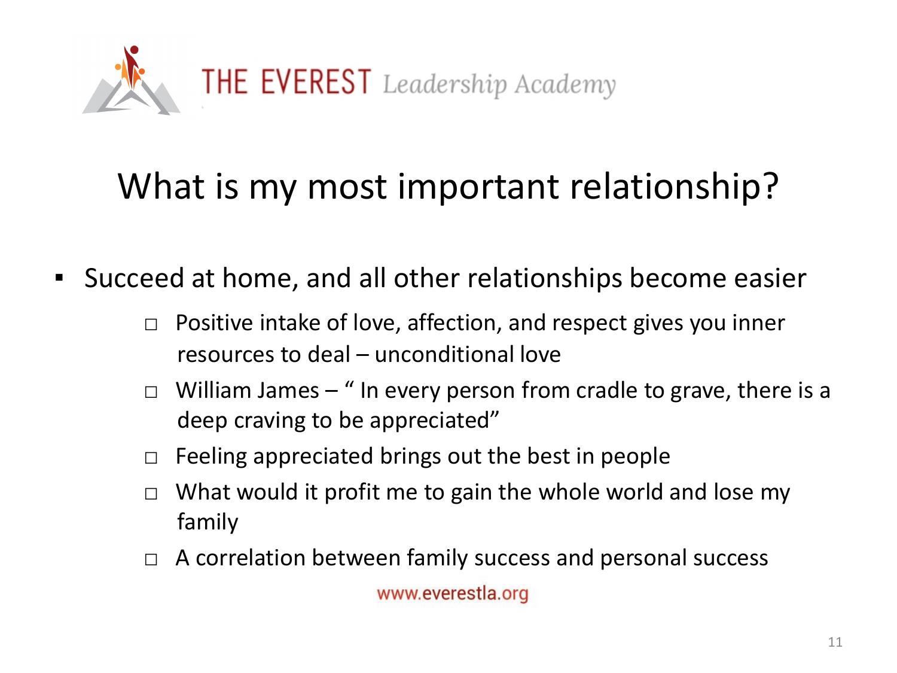# What is my most important relationship?

- Succeed at home, and all other relationships become easier
  - Positive intake of love, affection, and respect gives you inner resources to deal – unconditional love
  - William James – " In every person from cradle to grave, there is a deep craving to be appreciated"
  - Feeling appreciated brings out the best in people
  - What would it profit me to gain the whole world and lose my family
  - A correlation between family success and personal success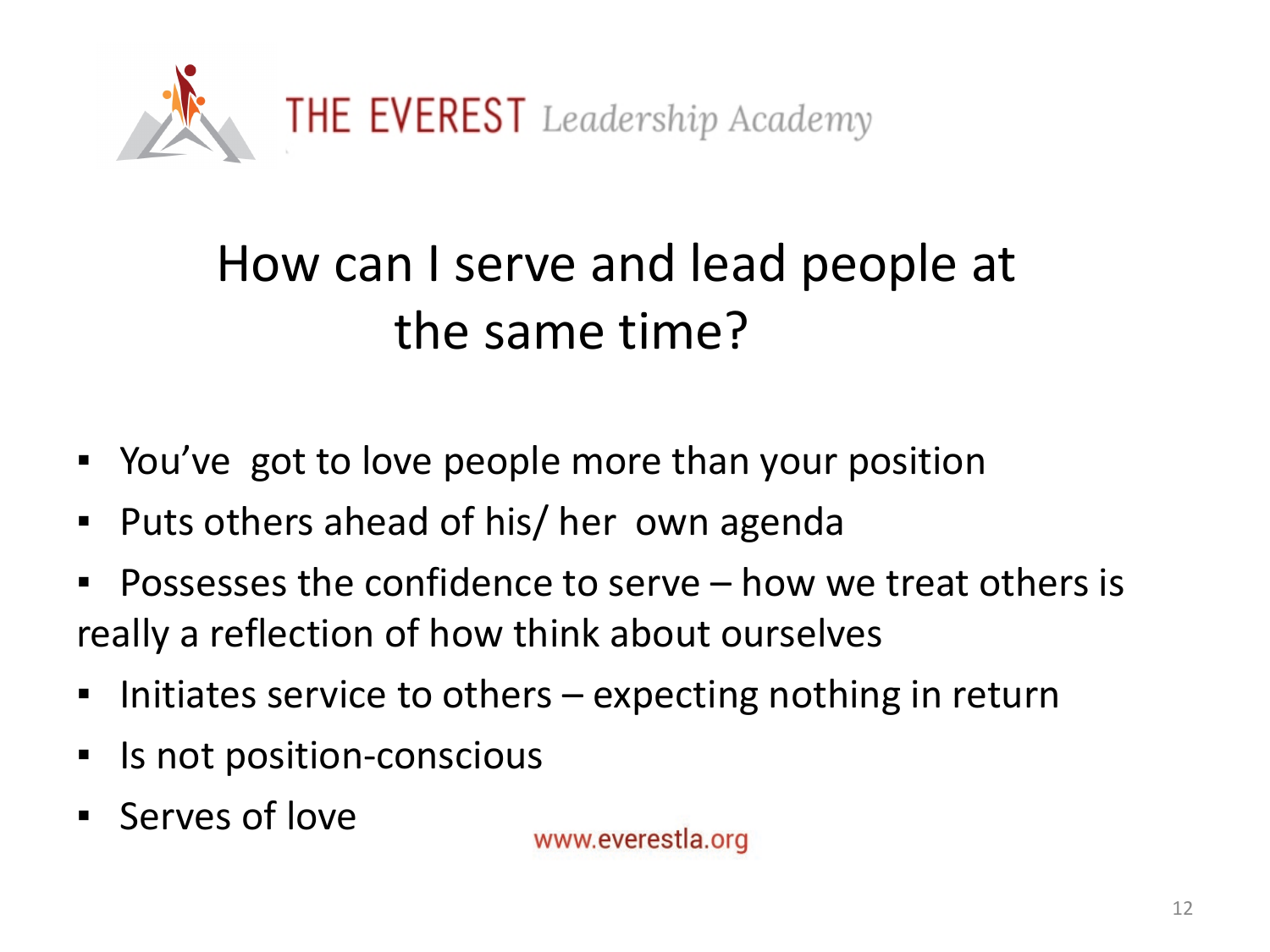THE EVEREST *Leadership Academy*

# How can I serve and lead people at the same time?

- You've got to love people more than your position
- Puts others ahead of his/ her own agenda
- Possesses the confidence to serve – how we treat others is really a reflection of how think about ourselves
- Initiates service to others – expecting nothing in return
- Is not position-conscious
- Serves of love

www.everestla.org